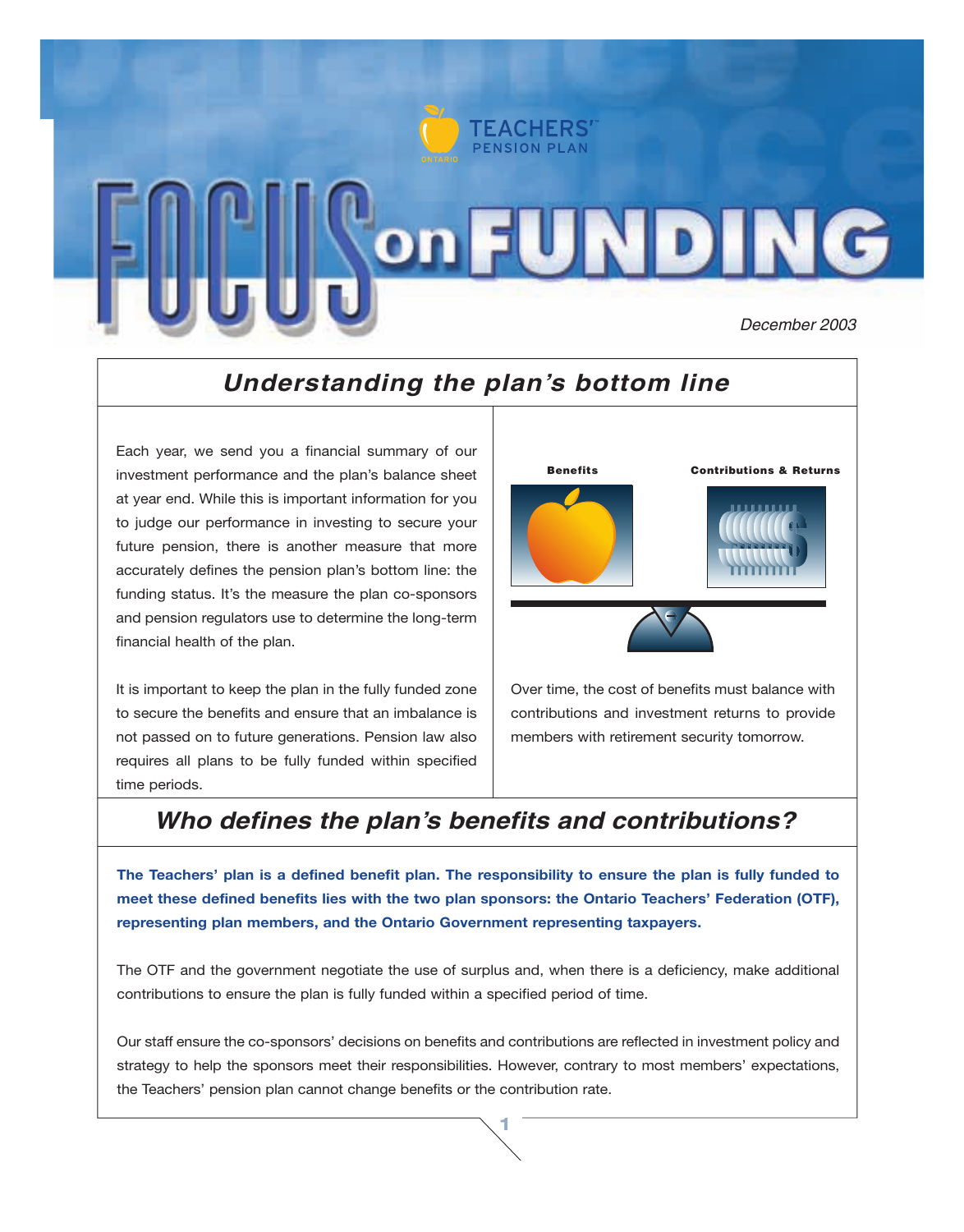TEACHERS' PENSION PLAN

# FOCUS on FUNDING

*December 2003*

## *Understanding the plan's bottom line*

Each year, we send you a financial summary of our investment performance and the plan's balance sheet at year end. While this is important information for you to judge our performance in investing to secure your future pension, there is another measure that more accurately defines the pension plan's bottom line: the funding status. It's the measure the plan co-sponsors and pension regulators use to determine the long-term financial health of the plan.

It is important to keep the plan in the fully funded zone to secure the benefits and ensure that an imbalance is not passed on to future generations. Pension law also requires all plans to be fully funded within specified time periods.

**Benefits** **Contributions & Returns**

Over time, the cost of benefits must balance with contributions and investment returns to provide members with retirement security tomorrow.

## *Who defines the plan's benefits and contributions?*

**The Teachers' plan is a defined benefit plan. The responsibility to ensure the plan is fully funded to meet these defined benefits lies with the two plan sponsors: the Ontario Teachers' Federation (OTF), representing plan members, and the Ontario Government representing taxpayers.**

The OTF and the government negotiate the use of surplus and, when there is a deficiency, make additional contributions to ensure the plan is fully funded within a specified period of time.

Our staff ensure the co-sponsors' decisions on benefits and contributions are reflected in investment policy and strategy to help the sponsors meet their responsibilities. However, contrary to most members' expectations, the Teachers' pension plan cannot change benefits or the contribution rate.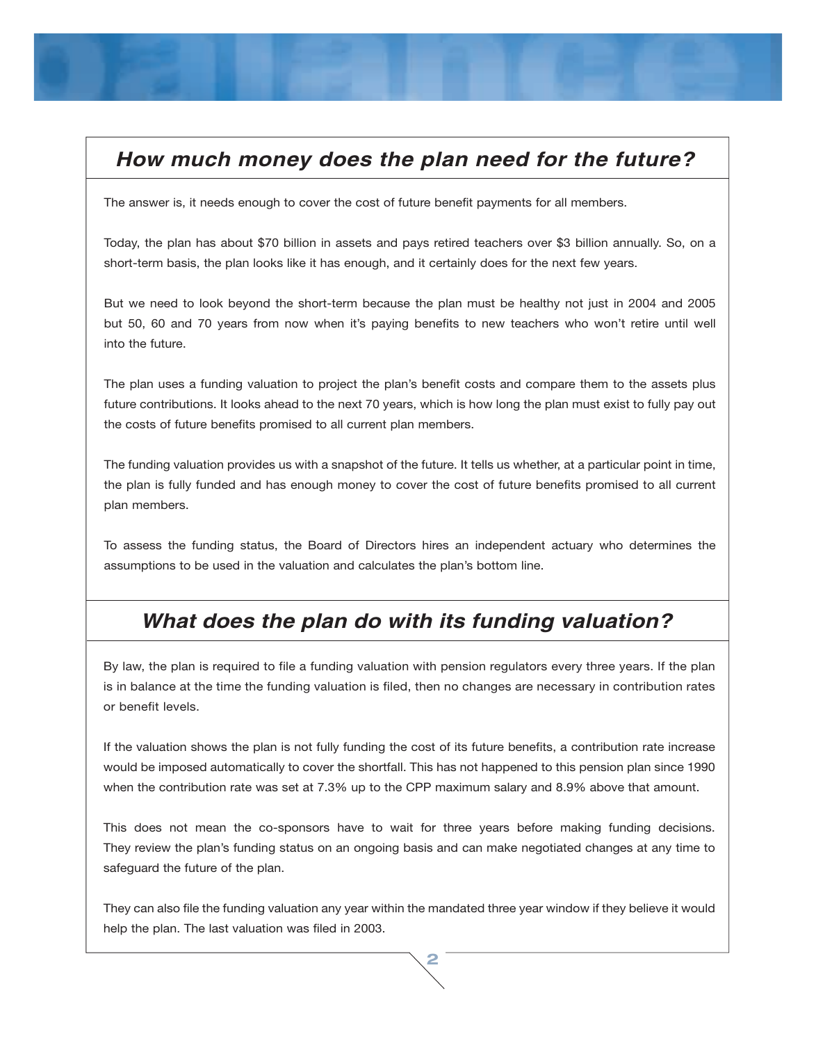## *How much money does the plan need for the future?*

The answer is, it needs enough to cover the cost of future benefit payments for all members.

Today, the plan has about $70 billion in assets and pays retired teachers over $3 billion annually. So, on a short-term basis, the plan looks like it has enough, and it certainly does for the next few years.

But we need to look beyond the short-term because the plan must be healthy not just in 2004 and 2005 but 50, 60 and 70 years from now when it's paying benefits to new teachers who won't retire until well into the future.

The plan uses a funding valuation to project the plan's benefit costs and compare them to the assets plus future contributions. It looks ahead to the next 70 years, which is how long the plan must exist to fully pay out the costs of future benefits promised to all current plan members.

The funding valuation provides us with a snapshot of the future. It tells us whether, at a particular point in time, the plan is fully funded and has enough money to cover the cost of future benefits promised to all current plan members.

To assess the funding status, the Board of Directors hires an independent actuary who determines the assumptions to be used in the valuation and calculates the plan's bottom line.

## *What does the plan do with its funding valuation?*

By law, the plan is required to file a funding valuation with pension regulators every three years. If the plan is in balance at the time the funding valuation is filed, then no changes are necessary in contribution rates or benefit levels.

If the valuation shows the plan is not fully funding the cost of its future benefits, a contribution rate increase would be imposed automatically to cover the shortfall. This has not happened to this pension plan since 1990 when the contribution rate was set at 7.3% up to the CPP maximum salary and 8.9% above that amount.

This does not mean the co-sponsors have to wait for three years before making funding decisions. They review the plan's funding status on an ongoing basis and can make negotiated changes at any time to safeguard the future of the plan.

They can also file the funding valuation any year within the mandated three year window if they believe it would help the plan. The last valuation was filed in 2003.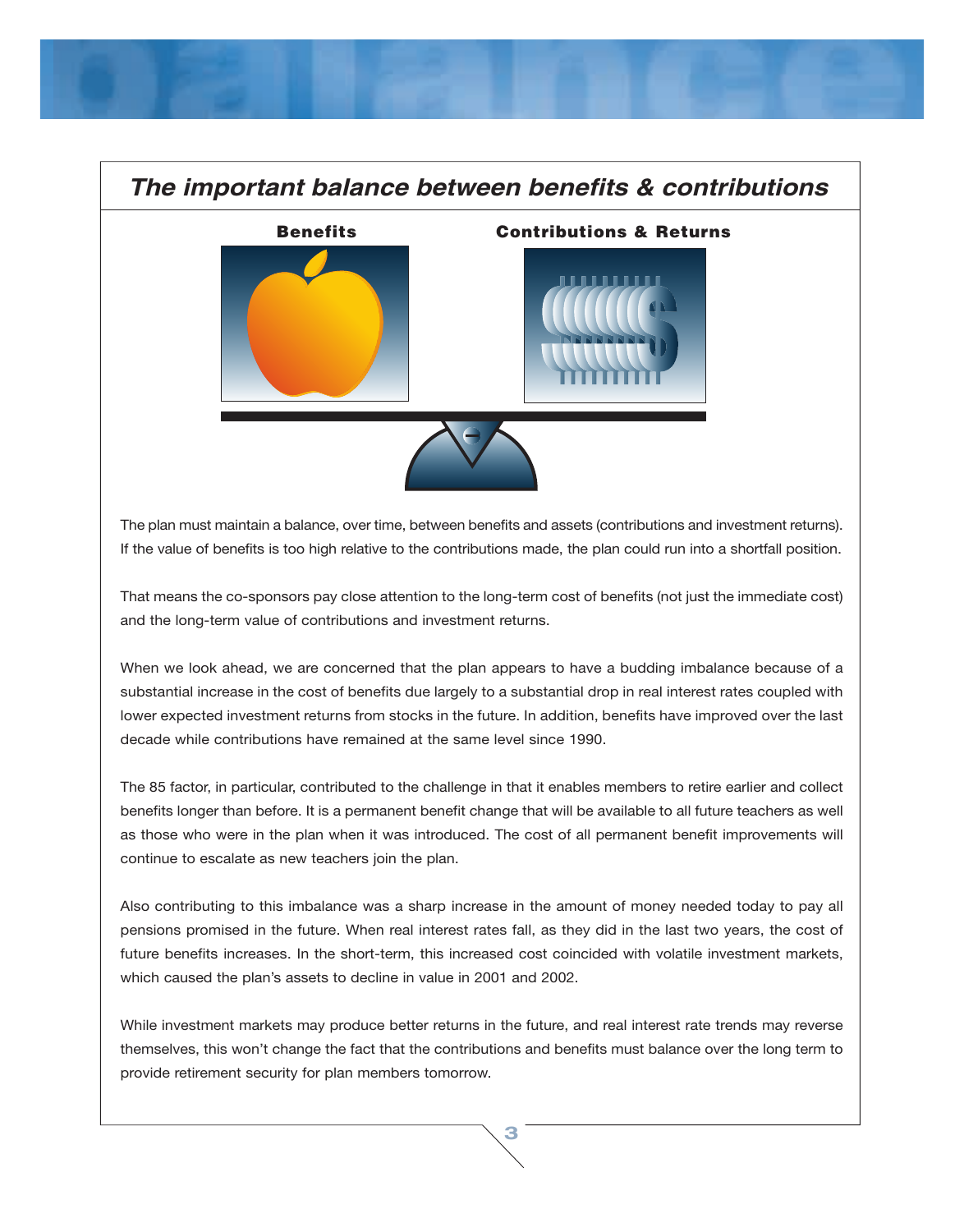## *The important balance between benefits & contributions*

**Benefits** **Contributions & Returns**

The plan must maintain a balance, over time, between benefits and assets (contributions and investment returns). If the value of benefits is too high relative to the contributions made, the plan could run into a shortfall position.

That means the co-sponsors pay close attention to the long-term cost of benefits (not just the immediate cost) and the long-term value of contributions and investment returns.

When we look ahead, we are concerned that the plan appears to have a budding imbalance because of a substantial increase in the cost of benefits due largely to a substantial drop in real interest rates coupled with lower expected investment returns from stocks in the future. In addition, benefits have improved over the last decade while contributions have remained at the same level since 1990.

The 85 factor, in particular, contributed to the challenge in that it enables members to retire earlier and collect benefits longer than before. It is a permanent benefit change that will be available to all future teachers as well as those who were in the plan when it was introduced. The cost of all permanent benefit improvements will continue to escalate as new teachers join the plan.

Also contributing to this imbalance was a sharp increase in the amount of money needed today to pay all pensions promised in the future. When real interest rates fall, as they did in the last two years, the cost of future benefits increases. In the short-term, this increased cost coincided with volatile investment markets, which caused the plan's assets to decline in value in 2001 and 2002.

While investment markets may produce better returns in the future, and real interest rate trends may reverse themselves, this won't change the fact that the contributions and benefits must balance over the long term to provide retirement security for plan members tomorrow.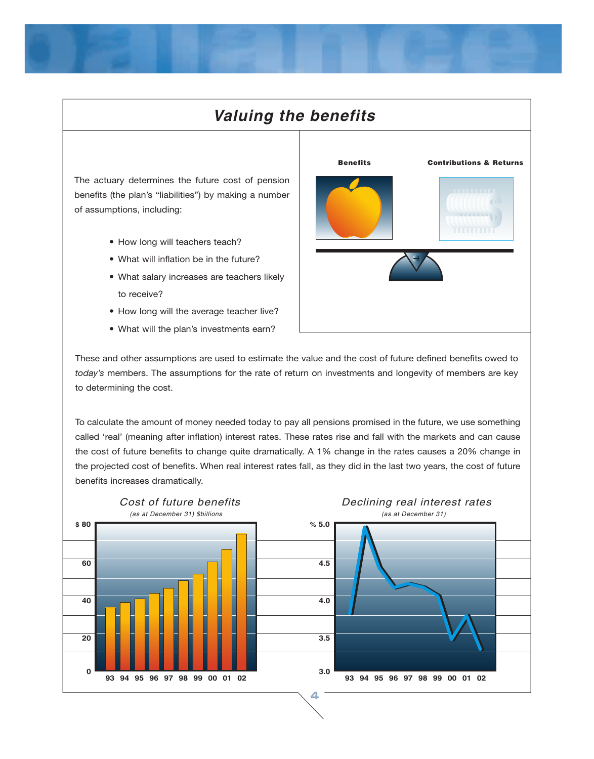## Valuing the benefits

The actuary determines the future cost of pension benefits (the plan's "liabilities") by making a number of assumptions, including:

- How long will teachers teach?
- What will inflation be in the future?
- What salary increases are teachers likely to receive?
- How long will the average teacher live?
- What will the plan's investments earn?

**Benefits** **Contributions & Returns**

These and other assumptions are used to estimate the value and the cost of future defined benefits owed to *today's* members. The assumptions for the rate of return on investments and longevity of members are key to determining the cost.

To calculate the amount of money needed today to pay all pensions promised in the future, we use something called 'real' (meaning after inflation) interest rates. These rates rise and fall with the markets and can cause the cost of future benefits to change quite dramatically. A 1% change in the rates causes a 20% change in the projected cost of benefits. When real interest rates fall, as they did in the last two years, the cost of future benefits increases dramatically.

*Cost of future benefits*

*(as at December 31) $billions*

*Declining real interest rates*

*(as at December 31)*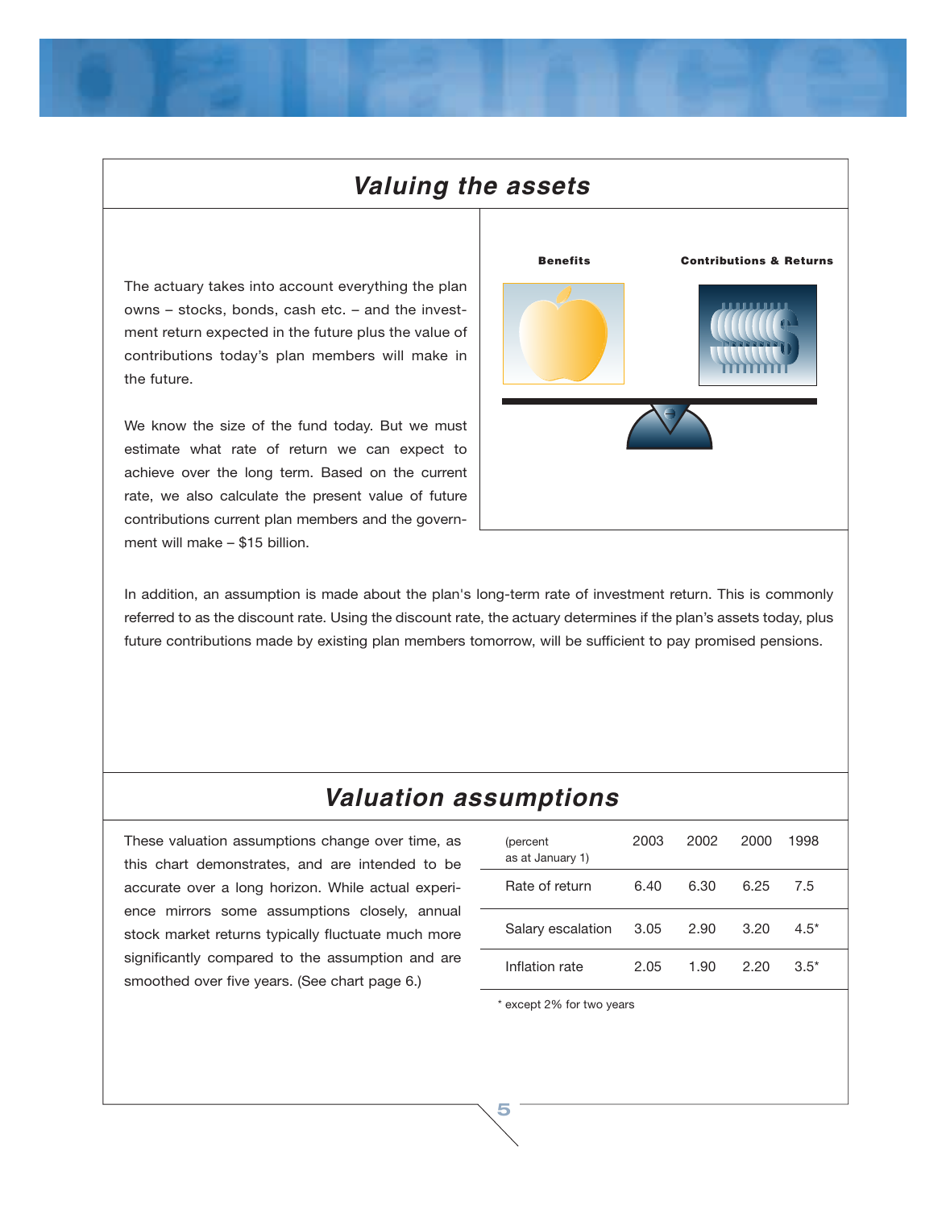## Valuing the assets

The actuary takes into account everything the plan owns – stocks, bonds, cash etc. – and the investment return expected in the future plus the value of contributions today's plan members will make in the future.

We know the size of the fund today. But we must estimate what rate of return we can expect to achieve over the long term. Based on the current rate, we also calculate the present value of future contributions current plan members and the government will make – $15 billion.

Benefits

Contributions & Returns

In addition, an assumption is made about the plan's long-term rate of investment return. This is commonly referred to as the discount rate. Using the discount rate, the actuary determines if the plan's assets today, plus future contributions made by existing plan members tomorrow, will be sufficient to pay promised pensions.

## Valuation assumptions

These valuation assumptions change over time, as this chart demonstrates, and are intended to be accurate over a long horizon. While actual experience mirrors some assumptions closely, annual stock market returns typically fluctuate much more significantly compared to the assumption and are smoothed over five years. (See chart page 6.)

| (percent as at January 1) | 2003 | 2002 | 2000 | 1998 |
|---|---|---|---|---|
| Rate of return | 6.40 | 6.30 | 6.25 | 7.5 |
| Salary escalation | 3.05 | 2.90 | 3.20 | 4.5* |
| Inflation rate | 2.05 | 1.90 | 2.20 | 3.5* |

\* except 2% for two years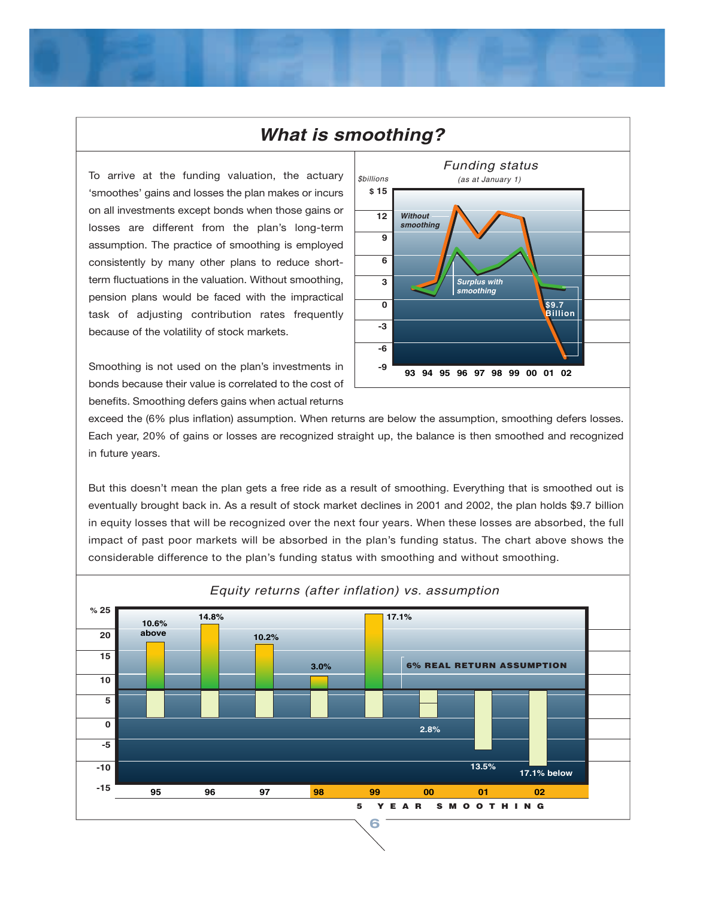## *What is smoothing?*

To arrive at the funding valuation, the actuary 'smoothes' gains and losses the plan makes or incurs on all investments except bonds when those gains or losses are different from the plan's long-term assumption. The practice of smoothing is employed consistently by many other plans to reduce short-term fluctuations in the valuation. Without smoothing, pension plans would be faced with the impractical task of adjusting contribution rates frequently because of the volatility of stock markets.

Smoothing is not used on the plan's investments in bonds because their value is correlated to the cost of benefits. Smoothing defers gains when actual returns exceed the (6% plus inflation) assumption. When returns are below the assumption, smoothing defers losses. Each year, 20% of gains or losses are recognized straight up, the balance is then smoothed and recognized in future years.

But this doesn't mean the plan gets a free ride as a result of smoothing. Everything that is smoothed out is eventually brought back in. As a result of stock market declines in 2001 and 2002, the plan holds $9.7 billion in equity losses that will be recognized over the next four years. When these losses are absorbed, the full impact of past poor markets will be absorbed in the plan's funding status. The chart above shows the considerable difference to the plan's funding status with smoothing and without smoothing.

*Funding status*
*(as at January 1)*

$billions: $ 15, 12, 9, 6, 3, 0, -3, -6, -9

Without smoothing; Surplus with smoothing; $9.7 Billion

93 94 95 96 97 98 99 00 01 02

*Equity returns (after inflation) vs. assumption*

| Year | 95 | 96 | 97 | 98 | 99 | 00 | 01 | 02 |
|---|---|---|---|---|---|---|---|---|
| Relative to 6% real return assumption | 10.6% above | 14.8% | 10.2% | 3.0% | 17.1% | 2.8% | 13.5% | 17.1% below |

6% REAL RETURN ASSUMPTION

5 YEAR SMOOTHING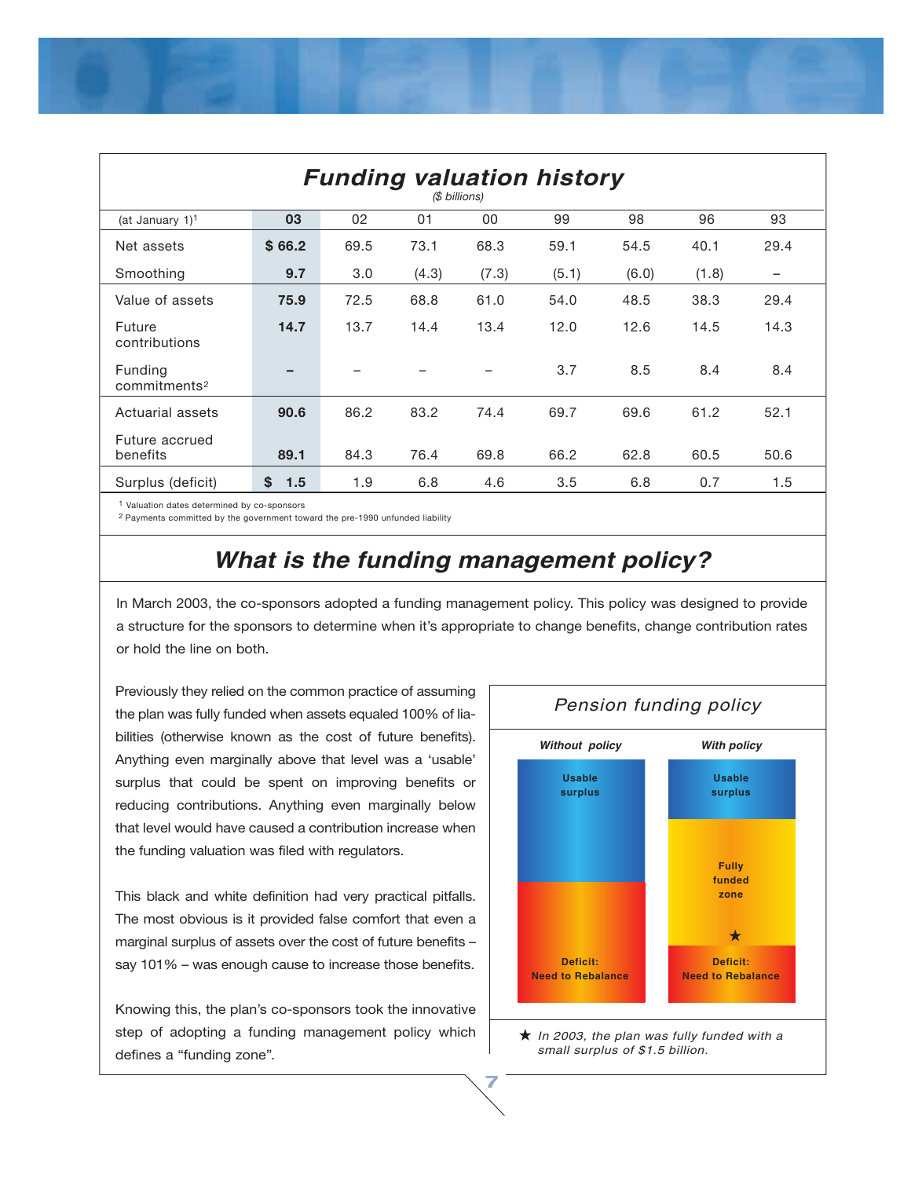## *Funding valuation history*

*($ billions)*

| (at January 1)[1] | 03 | 02 | 01 | 00 | 99 | 98 | 96 | 93 |
|---|---|---|---|---|---|---|---|---|
| Net assets | **$ 66.2** | 69.5 | 73.1 | 68.3 | 59.1 | 54.5 | 40.1 | 29.4 |
| Smoothing | **9.7** | 3.0 | (4.3) | (7.3) | (5.1) | (6.0) | (1.8) | – |
| Value of assets | **75.9** | 72.5 | 68.8 | 61.0 | 54.0 | 48.5 | 38.3 | 29.4 |
| Future contributions | **14.7** | 13.7 | 14.4 | 13.4 | 12.0 | 12.6 | 14.5 | 14.3 |
| Funding commitments[2] | **–** | – | – | – | 3.7 | 8.5 | 8.4 | 8.4 |
| Actuarial assets | **90.6** | 86.2 | 83.2 | 74.4 | 69.7 | 69.6 | 61.2 | 52.1 |
| Future accrued benefits | **89.1** | 84.3 | 76.4 | 69.8 | 66.2 | 62.8 | 60.5 | 50.6 |
| Surplus (deficit) | **$ 1.5** | 1.9 | 6.8 | 4.6 | 3.5 | 6.8 | 0.7 | 1.5 |

[1] Valuation dates determined by co-sponsors
[2] Payments committed by the government toward the pre-1990 unfunded liability

## *What is the funding management policy?*

In March 2003, the co-sponsors adopted a funding management policy. This policy was designed to provide a structure for the sponsors to determine when it's appropriate to change benefits, change contribution rates or hold the line on both.

Previously they relied on the common practice of assuming the plan was fully funded when assets equaled 100% of liabilities (otherwise known as the cost of future benefits). Anything even marginally above that level was a 'usable' surplus that could be spent on improving benefits or reducing contributions. Anything even marginally below that level would have caused a contribution increase when the funding valuation was filed with regulators.

This black and white definition had very practical pitfalls. The most obvious is it provided false comfort that even a marginal surplus of assets over the cost of future benefits – say 101% – was enough cause to increase those benefits.

Knowing this, the plan's co-sponsors took the innovative step of adopting a funding management policy which defines a "funding zone".

### *Pension funding policy*

| *Without policy* | *With policy* |
|---|---|
| Usable surplus | Usable surplus |
| | Fully funded zone ★ |
| Deficit: Need to Rebalance | Deficit: Need to Rebalance |

★ *In 2003, the plan was fully funded with a small surplus of $1.5 billion.*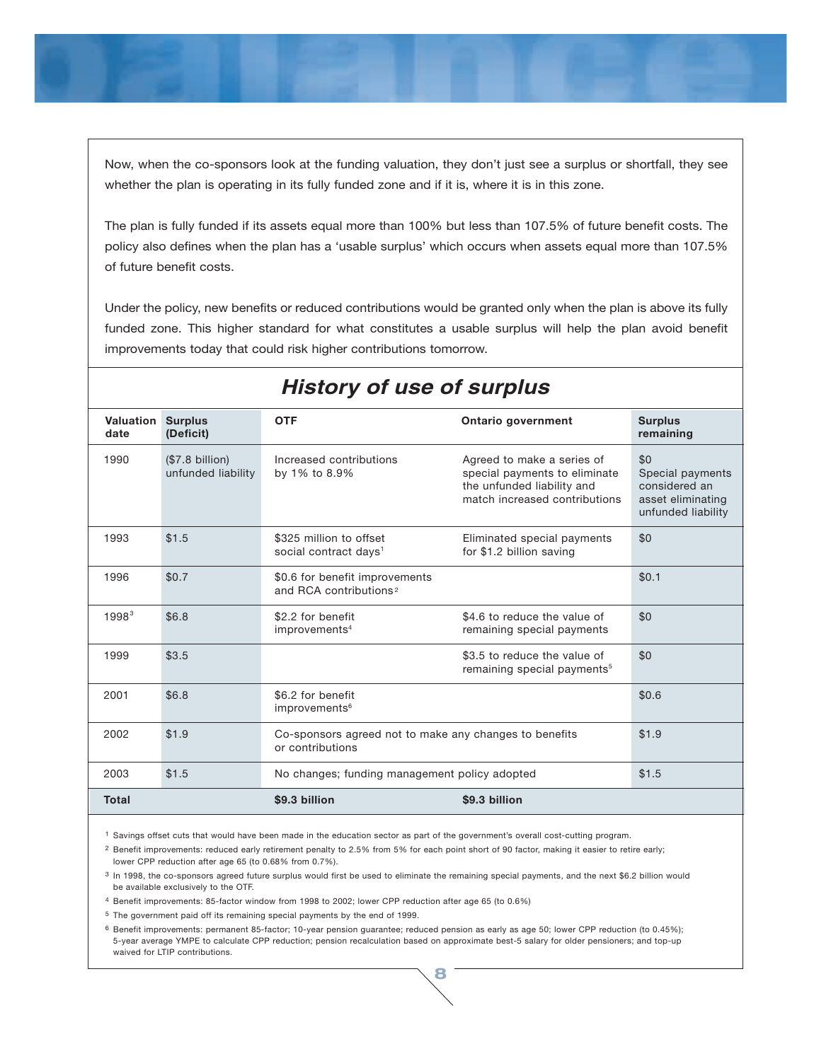Now, when the co-sponsors look at the funding valuation, they don't just see a surplus or shortfall, they see whether the plan is operating in its fully funded zone and if it is, where it is in this zone.

The plan is fully funded if its assets equal more than 100% but less than 107.5% of future benefit costs. The policy also defines when the plan has a 'usable surplus' which occurs when assets equal more than 107.5% of future benefit costs.

Under the policy, new benefits or reduced contributions would be granted only when the plan is above its fully funded zone. This higher standard for what constitutes a usable surplus will help the plan avoid benefit improvements today that could risk higher contributions tomorrow.

## *History of use of surplus*

| Valuation date | Surplus (Deficit) | OTF | Ontario government | Surplus remaining |
|---|---|---|---|---|
| 1990 | ($7.8 billion) unfunded liability | Increased contributions by 1% to 8.9% | Agreed to make a series of special payments to eliminate the unfunded liability and match increased contributions | $0 Special payments considered an asset eliminating unfunded liability |
| 1993 | $1.5 | $325 million to offset social contract days[1] | Eliminated special payments for $1.2 billion saving | $0 |
| 1996 | $0.7 | $0.6 for benefit improvements and RCA contributions[2] | | $0.1 |
| 1998[3] | $6.8 | $2.2 for benefit improvements[4] | $4.6 to reduce the value of remaining special payments | $0 |
| 1999 | $3.5 | | $3.5 to reduce the value of remaining special payments[5] | $0 |
| 2001 | $6.8 | $6.2 for benefit improvements[6] | | $0.6 |
| 2002 | $1.9 | Co-sponsors agreed not to make any changes to benefits or contributions | | $1.9 |
| 2003 | $1.5 | No changes; funding management policy adopted | | $1.5 |
| **Total** | | **$9.3 billion** | **$9.3 billion** | |

[1] Savings offset cuts that would have been made in the education sector as part of the government's overall cost-cutting program.

[2] Benefit improvements: reduced early retirement penalty to 2.5% from 5% for each point short of 90 factor, making it easier to retire early; lower CPP reduction after age 65 (to 0.68% from 0.7%).

[3] In 1998, the co-sponsors agreed future surplus would first be used to eliminate the remaining special payments, and the next $6.2 billion would be available exclusively to the OTF.

[4] Benefit improvements: 85-factor window from 1998 to 2002; lower CPP reduction after age 65 (to 0.6%)

[5] The government paid off its remaining special payments by the end of 1999.

[6] Benefit improvements: permanent 85-factor; 10-year pension guarantee; reduced pension as early as age 50; lower CPP reduction (to 0.45%); 5-year average YMPE to calculate CPP reduction; pension recalculation based on approximate best-5 salary for older pensioners; and top-up waived for LTIP contributions.